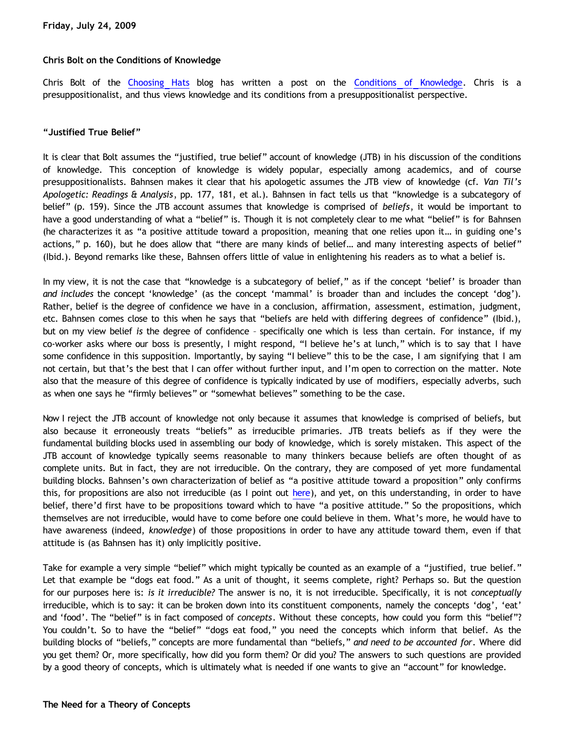**Friday, July 24, 2009**

**Chris Bolt on the Conditions of Knowledge**

Chris Bolt of the Choosing Hats blog has written a post on the Conditions of Knowledge. Chris is a presuppositionalist, and thus views knowledge and its conditions from a presuppositionalist perspective.

**"Justified True Belief"**

It is clear that Bolt assumes the "justified, true belief" account of knowledge (JTB) in his discussion of the conditions of knowledge. This conception of knowledge is widely popular, especially among academics, and of course presuppositionalists. Bahnsen makes it clear that his apologetic assumes the JTB view of knowledge (cf. *Van Til's Apologetic: Readings & Analysis*, pp. 177, 181, et al.). Bahnsen in fact tells us that "knowledge is a subcategory of belief" (p. 159). Since the JTB account assumes that knowledge is comprised of *beliefs*, it would be important to have a good understanding of what a "belief" is. Though it is not completely clear to me what "belief" is for Bahnsen (he characterizes it as "a positive attitude toward a proposition, meaning that one relies upon it… in guiding one's actions," p. 160), but he does allow that "there are many kinds of belief… and many interesting aspects of belief" (Ibid.). Beyond remarks like these, Bahnsen offers little of value in enlightening his readers as to what a belief is.

In my view, it is not the case that "knowledge is a subcategory of belief," as if the concept 'belief' is broader than *and includes* the concept 'knowledge' (as the concept 'mammal' is broader than and includes the concept 'dog'). Rather, belief is the degree of confidence we have in a conclusion, affirmation, assessment, estimation, judgment, etc. Bahnsen comes close to this when he says that "beliefs are held with differing degrees of confidence" (Ibid.), but on my view belief *is* the degree of confidence – specifically one which is less than certain. For instance, if my co-worker asks where our boss is presently, I might respond, "I believe he's at lunch," which is to say that I have some confidence in this supposition. Importantly, by saying "I believe" this to be the case, I am signifying that I am not certain, but that's the best that I can offer without further input, and I'm open to correction on the matter. Note also that the measure of this degree of confidence is typically indicated by use of modifiers, especially adverbs, such as when one says he "firmly believes" or "somewhat believes" something to be the case.

Now I reject the JTB account of knowledge not only because it assumes that knowledge is comprised of beliefs, but also because it erroneously treats "beliefs" as irreducible primaries. JTB treats beliefs as if they were the fundamental building blocks used in assembling our body of knowledge, which is sorely mistaken. This aspect of the JTB account of knowledge typically seems reasonable to many thinkers because beliefs are often thought of as complete units. But in fact, they are not irreducible. On the contrary, they are composed of yet more fundamental building blocks. Bahnsen's own characterization of belief as "a positive attitude toward a proposition" only confirms this, for propositions are also not irreducible (as I point out here), and yet, on this understanding, in order to have belief, there'd first have to be propositions toward which to have "a positive attitude." So the propositions, which themselves are not irreducible, would have to come before one could believe in them. What's more, he would have to have awareness (indeed, *knowledge*) of those propositions in order to have any attitude toward them, even if that attitude is (as Bahnsen has it) only implicitly positive.

Take for example a very simple "belief" which might typically be counted as an example of a "justified, true belief." Let that example be "dogs eat food." As a unit of thought, it seems complete, right? Perhaps so. But the question for our purposes here is: *is it irreducible?* The answer is no, it is not irreducible. Specifically, it is not *conceptually* irreducible, which is to say: it can be broken down into its constituent components, namely the concepts 'dog', 'eat' and 'food'. The "belief" is in fact composed of *concepts*. Without these concepts, how could you form this "belief"? You couldn't. So to have the "belief" "dogs eat food," you need the concepts which inform that belief. As the building blocks of "beliefs," concepts are more fundamental than "beliefs," *and need to be accounted for*. Where did you get them? Or, more specifically, how did you form them? Or did you? The answers to such questions are provided by a good theory of concepts, which is ultimately what is needed if one wants to give an "account" for knowledge.

**The Need for a Theory of Concepts**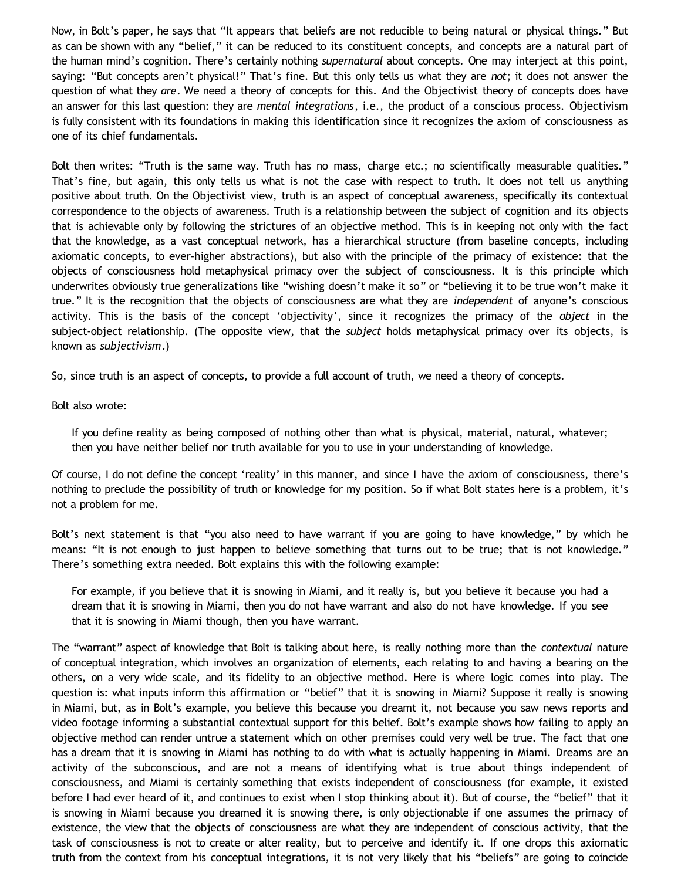Now, in Bolt's paper, he says that "It appears that beliefs are not reducible to being natural or physical things." But as can be shown with any "belief," it can be reduced to its constituent concepts, and concepts are a natural part of the human mind's cognition. There's certainly nothing *supernatural* about concepts. One may interject at this point, saying: "But concepts aren't physical!" That's fine. But this only tells us what they are *not*; it does not answer the question of what they *are*. We need a theory of concepts for this. And the Objectivist theory of concepts does have an answer for this last question: they are *mental integrations*, i.e., the product of a conscious process. Objectivism is fully consistent with its foundations in making this identification since it recognizes the axiom of consciousness as one of its chief fundamentals.

Bolt then writes: "Truth is the same way. Truth has no mass, charge etc.; no scientifically measurable qualities." That's fine, but again, this only tells us what is not the case with respect to truth. It does not tell us anything positive about truth. On the Objectivist view, truth is an aspect of conceptual awareness, specifically its contextual correspondence to the objects of awareness. Truth is a relationship between the subject of cognition and its objects that is achievable only by following the strictures of an objective method. This is in keeping not only with the fact that the knowledge, as a vast conceptual network, has a hierarchical structure (from baseline concepts, including axiomatic concepts, to ever-higher abstractions), but also with the principle of the primacy of existence: that the objects of consciousness hold metaphysical primacy over the subject of consciousness. It is this principle which underwrites obviously true generalizations like "wishing doesn't make it so" or "believing it to be true won't make it true." It is the recognition that the objects of consciousness are what they are *independent* of anyone's conscious activity. This is the basis of the concept 'objectivity', since it recognizes the primacy of the *object* in the subject-object relationship. (The opposite view, that the *subject* holds metaphysical primacy over its objects, is known as *subjectivism*.)

So, since truth is an aspect of concepts, to provide a full account of truth, we need a theory of concepts.

Bolt also wrote:

> If you define reality as being composed of nothing other than what is physical, material, natural, whatever; then you have neither belief nor truth available for you to use in your understanding of knowledge.

Of course, I do not define the concept 'reality' in this manner, and since I have the axiom of consciousness, there's nothing to preclude the possibility of truth or knowledge for my position. So if what Bolt states here is a problem, it's not a problem for me.

Bolt's next statement is that "you also need to have warrant if you are going to have knowledge," by which he means: "It is not enough to just happen to believe something that turns out to be true; that is not knowledge." There's something extra needed. Bolt explains this with the following example:

> For example, if you believe that it is snowing in Miami, and it really is, but you believe it because you had a dream that it is snowing in Miami, then you do not have warrant and also do not have knowledge. If you see that it is snowing in Miami though, then you have warrant.

The "warrant" aspect of knowledge that Bolt is talking about here, is really nothing more than the *contextual* nature of conceptual integration, which involves an organization of elements, each relating to and having a bearing on the others, on a very wide scale, and its fidelity to an objective method. Here is where logic comes into play. The question is: what inputs inform this affirmation or "belief" that it is snowing in Miami? Suppose it really is snowing in Miami, but, as in Bolt's example, you believe this because you dreamt it, not because you saw news reports and video footage informing a substantial contextual support for this belief. Bolt's example shows how failing to apply an objective method can render untrue a statement which on other premises could very well be true. The fact that one has a dream that it is snowing in Miami has nothing to do with what is actually happening in Miami. Dreams are an activity of the subconscious, and are not a means of identifying what is true about things independent of consciousness, and Miami is certainly something that exists independent of consciousness (for example, it existed before I had ever heard of it, and continues to exist when I stop thinking about it). But of course, the "belief" that it is snowing in Miami because you dreamed it is snowing there, is only objectionable if one assumes the primacy of existence, the view that the objects of consciousness are what they are independent of conscious activity, that the task of consciousness is not to create or alter reality, but to perceive and identify it. If one drops this axiomatic truth from the context from his conceptual integrations, it is not very likely that his "beliefs" are going to coincide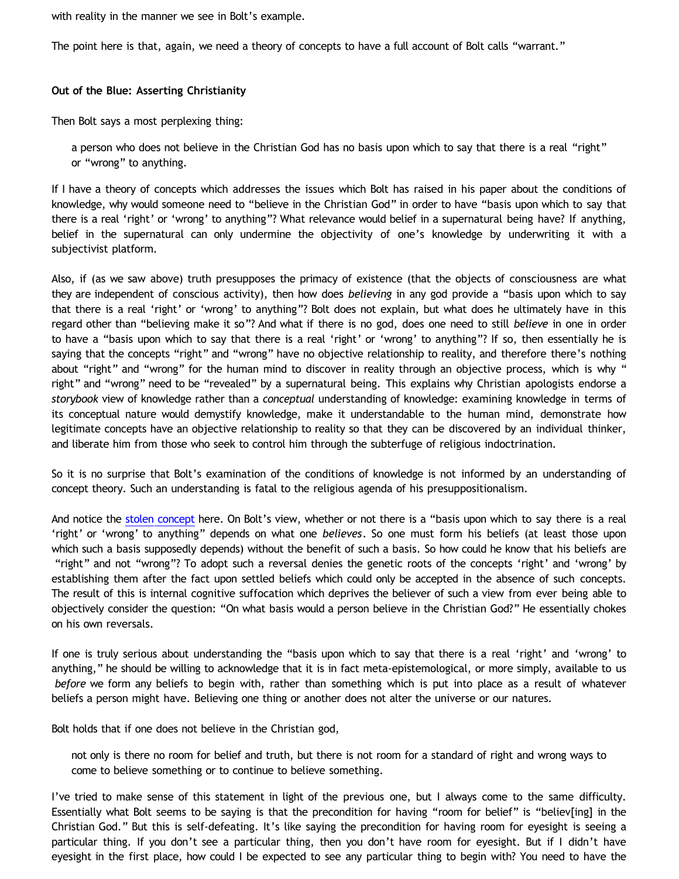with reality in the manner we see in Bolt's example.

The point here is that, again, we need a theory of concepts to have a full account of Bolt calls "warrant."

**Out of the Blue: Asserting Christianity**

Then Bolt says a most perplexing thing:

> a person who does not believe in the Christian God has no basis upon which to say that there is a real "right" or "wrong" to anything.

If I have a theory of concepts which addresses the issues which Bolt has raised in his paper about the conditions of knowledge, why would someone need to "believe in the Christian God" in order to have "basis upon which to say that there is a real 'right' or 'wrong' to anything"? What relevance would belief in a supernatural being have? If anything, belief in the supernatural can only undermine the objectivity of one's knowledge by underwriting it with a subjectivist platform.

Also, if (as we saw above) truth presupposes the primacy of existence (that the objects of consciousness are what they are independent of conscious activity), then how does *believing* in any god provide a "basis upon which to say that there is a real 'right' or 'wrong' to anything"? Bolt does not explain, but what does he ultimately have in this regard other than "believing make it so"? And what if there is no god, does one need to still *believe* in one in order to have a "basis upon which to say that there is a real 'right' or 'wrong' to anything"? If so, then essentially he is saying that the concepts "right" and "wrong" have no objective relationship to reality, and therefore there's nothing about "right" and "wrong" for the human mind to discover in reality through an objective process, which is why "right" and "wrong" need to be "revealed" by a supernatural being. This explains why Christian apologists endorse a *storybook* view of knowledge rather than a *conceptual* understanding of knowledge: examining knowledge in terms of its conceptual nature would demystify knowledge, make it understandable to the human mind, demonstrate how legitimate concepts have an objective relationship to reality so that they can be discovered by an individual thinker, and liberate him from those who seek to control him through the subterfuge of religious indoctrination.

So it is no surprise that Bolt's examination of the conditions of knowledge is not informed by an understanding of concept theory. Such an understanding is fatal to the religious agenda of his presuppositionalism.

And notice the stolen concept here. On Bolt's view, whether or not there is a "basis upon which to say there is a real 'right' or 'wrong' to anything" depends on what one *believes*. So one must form his beliefs (at least those upon which such a basis supposedly depends) without the benefit of such a basis. So how could he know that his beliefs are "right" and not "wrong"? To adopt such a reversal denies the genetic roots of the concepts 'right' and 'wrong' by establishing them after the fact upon settled beliefs which could only be accepted in the absence of such concepts. The result of this is internal cognitive suffocation which deprives the believer of such a view from ever being able to objectively consider the question: "On what basis would a person believe in the Christian God?" He essentially chokes on his own reversals.

If one is truly serious about understanding the "basis upon which to say that there is a real 'right' and 'wrong' to anything," he should be willing to acknowledge that it is in fact meta-epistemological, or more simply, available to us *before* we form any beliefs to begin with, rather than something which is put into place as a result of whatever beliefs a person might have. Believing one thing or another does not alter the universe or our natures.

Bolt holds that if one does not believe in the Christian god,

> not only is there no room for belief and truth, but there is not room for a standard of right and wrong ways to come to believe something or to continue to believe something.

I've tried to make sense of this statement in light of the previous one, but I always come to the same difficulty. Essentially what Bolt seems to be saying is that the precondition for having "room for belief" is "believ[ing] in the Christian God." But this is self-defeating. It's like saying the precondition for having room for eyesight is seeing a particular thing. If you don't see a particular thing, then you don't have room for eyesight. But if I didn't have eyesight in the first place, how could I be expected to see any particular thing to begin with? You need to have the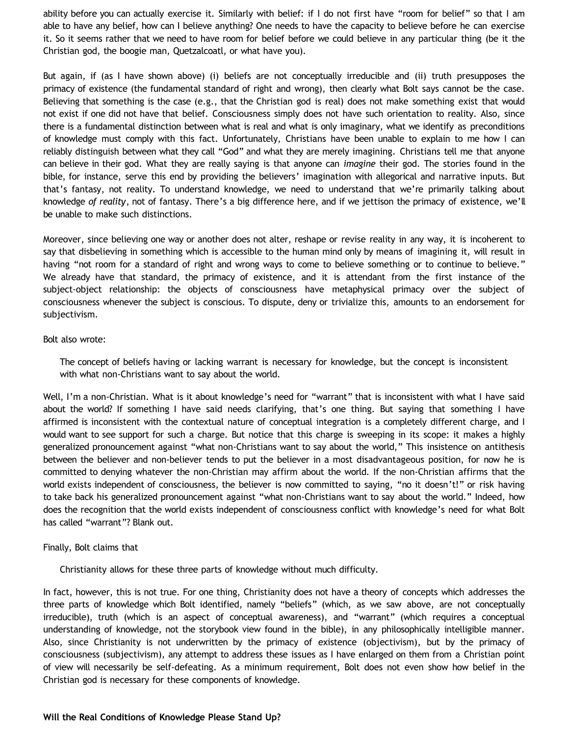ability before you can actually exercise it. Similarly with belief: if I do not first have "room for belief" so that I am able to have any belief, how can I believe anything? One needs to have the capacity to believe before he can exercise it. So it seems rather that we need to have room for belief before we could believe in any particular thing (be it the Christian god, the boogie man, Quetzalcoatl, or what have you).

But again, if (as I have shown above) (i) beliefs are not conceptually irreducible and (ii) truth presupposes the primacy of existence (the fundamental standard of right and wrong), then clearly what Bolt says cannot be the case. Believing that something is the case (e.g., that the Christian god is real) does not make something exist that would not exist if one did not have that belief. Consciousness simply does not have such orientation to reality. Also, since there is a fundamental distinction between what is real and what is only imaginary, what we identify as preconditions of knowledge must comply with this fact. Unfortunately, Christians have been unable to explain to me how I can reliably distinguish between what they call "God" and what they are merely imagining. Christians tell me that anyone can believe in their god. What they are really saying is that anyone can *imagine* their god. The stories found in the bible, for instance, serve this end by providing the believers' imagination with allegorical and narrative inputs. But that's fantasy, not reality. To understand knowledge, we need to understand that we're primarily talking about knowledge *of reality*, not of fantasy. There's a big difference here, and if we jettison the primacy of existence, we'll be unable to make such distinctions.

Moreover, since believing one way or another does not alter, reshape or revise reality in any way, it is incoherent to say that disbelieving in something which is accessible to the human mind only by means of imagining it, will result in having "not room for a standard of right and wrong ways to come to believe something or to continue to believe." We already have that standard, the primacy of existence, and it is attendant from the first instance of the subject-object relationship: the objects of consciousness have metaphysical primacy over the subject of consciousness whenever the subject is conscious. To dispute, deny or trivialize this, amounts to an endorsement for subjectivism.

Bolt also wrote:

> The concept of beliefs having or lacking warrant is necessary for knowledge, but the concept is inconsistent with what non-Christians want to say about the world.

Well, I'm a non-Christian. What is it about knowledge's need for "warrant" that is inconsistent with what I have said about the world? If something I have said needs clarifying, that's one thing. But saying that something I have affirmed is inconsistent with the contextual nature of conceptual integration is a completely different charge, and I would want to see support for such a charge. But notice that this charge is sweeping in its scope: it makes a highly generalized pronouncement against "what non-Christians want to say about the world," This insistence on antithesis between the believer and non-believer tends to put the believer in a most disadvantageous position, for now he is committed to denying whatever the non-Christian may affirm about the world. If the non-Christian affirms that the world exists independent of consciousness, the believer is now committed to saying, "no it doesn't!" or risk having to take back his generalized pronouncement against "what non-Christians want to say about the world." Indeed, how does the recognition that the world exists independent of consciousness conflict with knowledge's need for what Bolt has called "warrant"? Blank out.

Finally, Bolt claims that

> Christianity allows for these three parts of knowledge without much difficulty.

In fact, however, this is not true. For one thing, Christianity does not have a theory of concepts which addresses the three parts of knowledge which Bolt identified, namely "beliefs" (which, as we saw above, are not conceptually irreducible), truth (which is an aspect of conceptual awareness), and "warrant" (which requires a conceptual understanding of knowledge, not the storybook view found in the bible), in any philosophically intelligible manner. Also, since Christianity is not underwritten by the primacy of existence (objectivism), but by the primacy of consciousness (subjectivism), any attempt to address these issues as I have enlarged on them from a Christian point of view will necessarily be self-defeating. As a minimum requirement, Bolt does not even show how belief in the Christian god is necessary for these components of knowledge.

**Will the Real Conditions of Knowledge Please Stand Up?**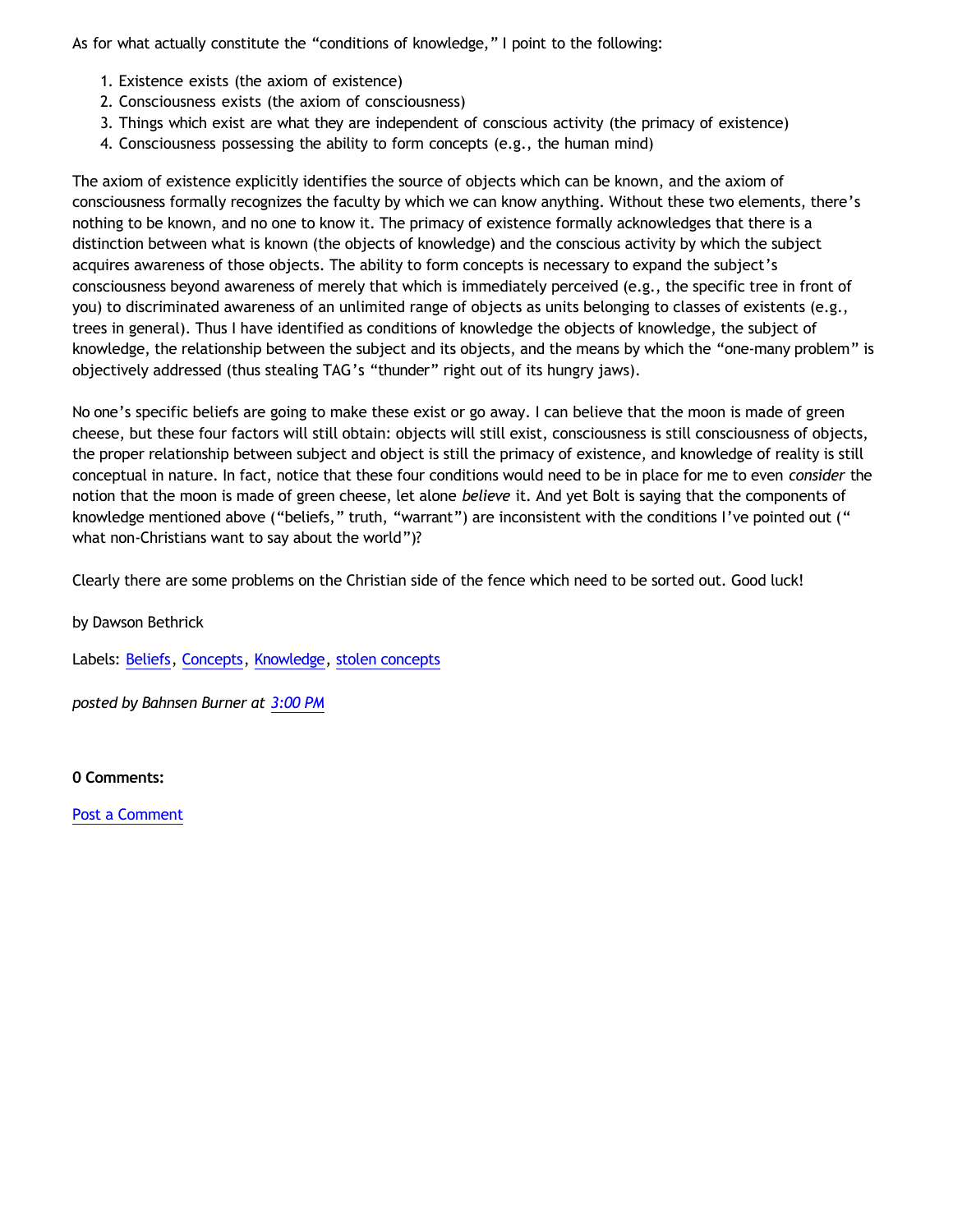As for what actually constitute the "conditions of knowledge," I point to the following:

1. Existence exists (the axiom of existence)
2. Consciousness exists (the axiom of consciousness)
3. Things which exist are what they are independent of conscious activity (the primacy of existence)
4. Consciousness possessing the ability to form concepts (e.g., the human mind)

The axiom of existence explicitly identifies the source of objects which can be known, and the axiom of consciousness formally recognizes the faculty by which we can know anything. Without these two elements, there's nothing to be known, and no one to know it. The primacy of existence formally acknowledges that there is a distinction between what is known (the objects of knowledge) and the conscious activity by which the subject acquires awareness of those objects. The ability to form concepts is necessary to expand the subject's consciousness beyond awareness of merely that which is immediately perceived (e.g., the specific tree in front of you) to discriminated awareness of an unlimited range of objects as units belonging to classes of existents (e.g., trees in general). Thus I have identified as conditions of knowledge the objects of knowledge, the subject of knowledge, the relationship between the subject and its objects, and the means by which the "one-many problem" is objectively addressed (thus stealing TAG's "thunder" right out of its hungry jaws).

No one's specific beliefs are going to make these exist or go away. I can believe that the moon is made of green cheese, but these four factors will still obtain: objects will still exist, consciousness is still consciousness of objects, the proper relationship between subject and object is still the primacy of existence, and knowledge of reality is still conceptual in nature. In fact, notice that these four conditions would need to be in place for me to even *consider* the notion that the moon is made of green cheese, let alone *believe* it. And yet Bolt is saying that the components of knowledge mentioned above ("beliefs," truth, "warrant") are inconsistent with the conditions I've pointed out ("what non-Christians want to say about the world")?

Clearly there are some problems on the Christian side of the fence which need to be sorted out. Good luck!

by Dawson Bethrick

Labels: Beliefs, Concepts, Knowledge, stolen concepts

*posted by Bahnsen Burner at 3:00 PM*

**0 Comments:**

Post a Comment